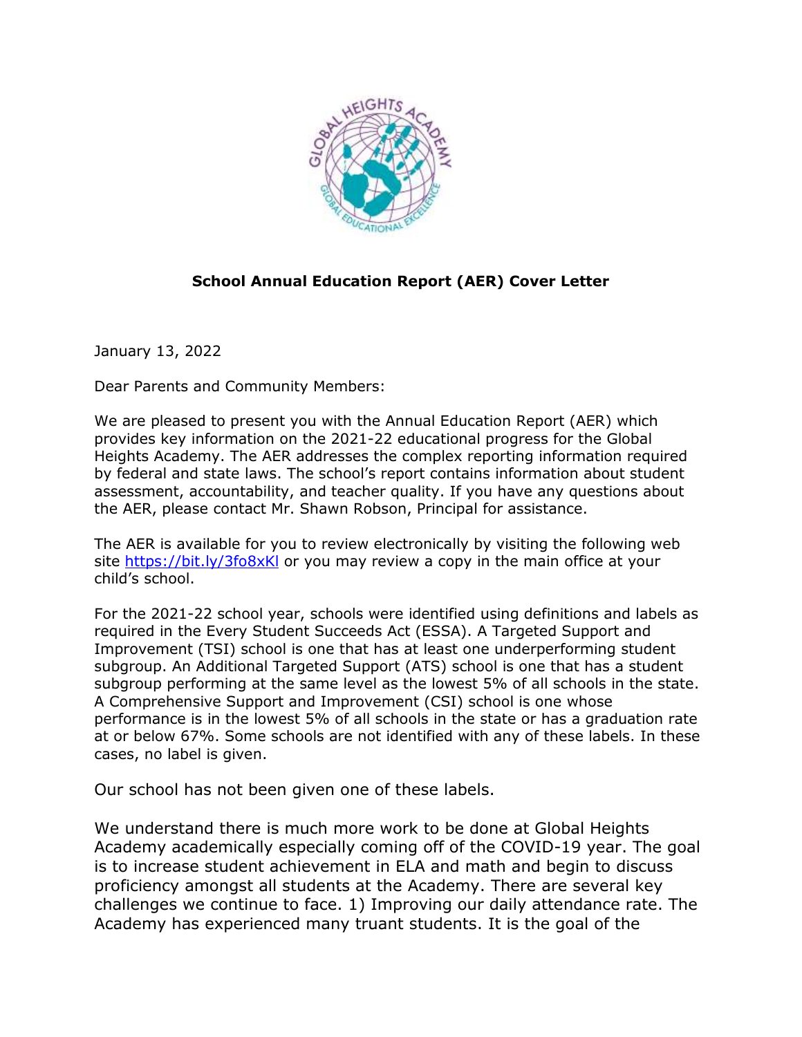## School Annual Education Report (AER) Cover Letter

January 13, 2022

Dear Parents and Community Members:

We are pleased to present you with the Annual Education Report (AER) which provides key information on the 2021-22 educational progress for the Global Heights Academy. The AER addresses the complex reporting information required by federal and state laws. The school's report contains information about student assessment, accountability, and teacher quality. If you have any questions about the AER, please contact Mr. Shawn Robson, Principal for assistance.

The AER is available for you to review electronically by visiting the following web site https://bit.ly/3fo8xKl or you may review a copy in the main office at your child's school.

For the 2021-22 school year, schools were identified using definitions and labels as required in the Every Student Succeeds Act (ESSA). A Targeted Support and Improvement (TSI) school is one that has at least one underperforming student subgroup. An Additional Targeted Support (ATS) school is one that has a student subgroup performing at the same level as the lowest 5% of all schools in the state. A Comprehensive Support and Improvement (CSI) school is one whose performance is in the lowest 5% of all schools in the state or has a graduation rate at or below 67%. Some schools are not identified with any of these labels. In these cases, no label is given.

Our school has not been given one of these labels.

We understand there is much more work to be done at Global Heights Academy academically especially coming off of the COVID-19 year. The goal is to increase student achievement in ELA and math and begin to discuss proficiency amongst all students at the Academy. There are several key challenges we continue to face. 1) Improving our daily attendance rate. The Academy has experienced many truant students. It is the goal of the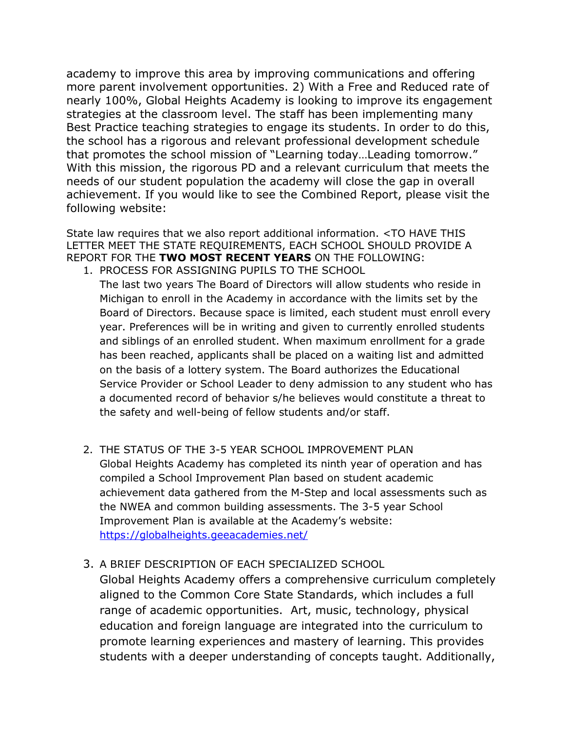academy to improve this area by improving communications and offering more parent involvement opportunities. 2) With a Free and Reduced rate of nearly 100%, Global Heights Academy is looking to improve its engagement strategies at the classroom level. The staff has been implementing many Best Practice teaching strategies to engage its students. In order to do this, the school has a rigorous and relevant professional development schedule that promotes the school mission of "Learning today…Leading tomorrow." With this mission, the rigorous PD and a relevant curriculum that meets the needs of our student population the academy will close the gap in overall achievement. If you would like to see the Combined Report, please visit the following website:

State law requires that we also report additional information. <TO HAVE THIS LETTER MEET THE STATE REQUIREMENTS, EACH SCHOOL SHOULD PROVIDE A REPORT FOR THE **TWO MOST RECENT YEARS** ON THE FOLLOWING:

1. PROCESS FOR ASSIGNING PUPILS TO THE SCHOOL
   The last two years The Board of Directors will allow students who reside in Michigan to enroll in the Academy in accordance with the limits set by the Board of Directors. Because space is limited, each student must enroll every year. Preferences will be in writing and given to currently enrolled students and siblings of an enrolled student. When maximum enrollment for a grade has been reached, applicants shall be placed on a waiting list and admitted on the basis of a lottery system. The Board authorizes the Educational Service Provider or School Leader to deny admission to any student who has a documented record of behavior s/he believes would constitute a threat to the safety and well-being of fellow students and/or staff.

2. THE STATUS OF THE 3-5 YEAR SCHOOL IMPROVEMENT PLAN
   Global Heights Academy has completed its ninth year of operation and has compiled a School Improvement Plan based on student academic achievement data gathered from the M-Step and local assessments such as the NWEA and common building assessments. The 3-5 year School Improvement Plan is available at the Academy's website: https://globalheights.geeacademies.net/

3. A BRIEF DESCRIPTION OF EACH SPECIALIZED SCHOOL
   Global Heights Academy offers a comprehensive curriculum completely aligned to the Common Core State Standards, which includes a full range of academic opportunities. Art, music, technology, physical education and foreign language are integrated into the curriculum to promote learning experiences and mastery of learning. This provides students with a deeper understanding of concepts taught. Additionally,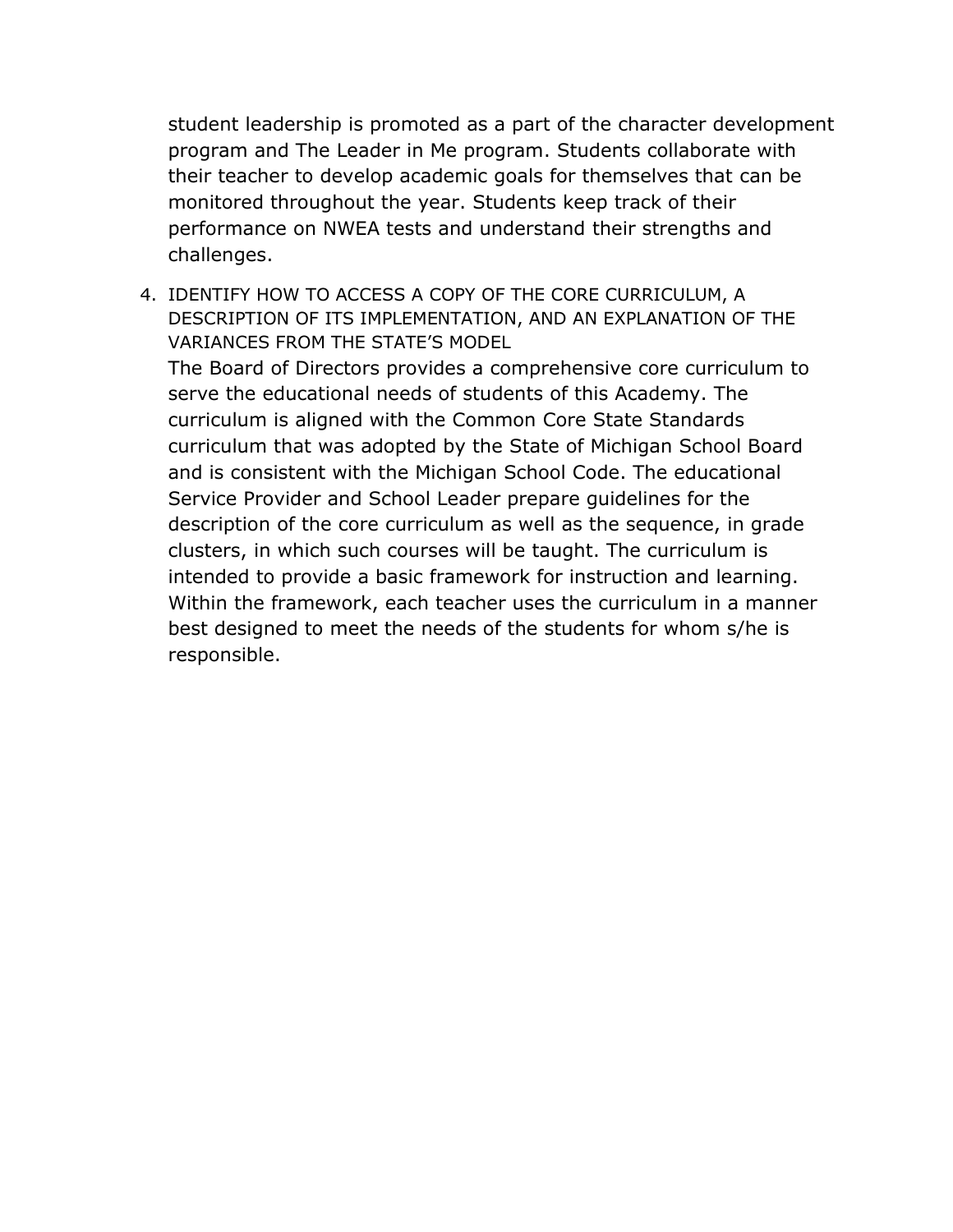student leadership is promoted as a part of the character development program and The Leader in Me program. Students collaborate with their teacher to develop academic goals for themselves that can be monitored throughout the year. Students keep track of their performance on NWEA tests and understand their strengths and challenges.

4. IDENTIFY HOW TO ACCESS A COPY OF THE CORE CURRICULUM, A DESCRIPTION OF ITS IMPLEMENTATION, AND AN EXPLANATION OF THE VARIANCES FROM THE STATE'S MODEL

   The Board of Directors provides a comprehensive core curriculum to serve the educational needs of students of this Academy. The curriculum is aligned with the Common Core State Standards curriculum that was adopted by the State of Michigan School Board and is consistent with the Michigan School Code. The educational Service Provider and School Leader prepare guidelines for the description of the core curriculum as well as the sequence, in grade clusters, in which such courses will be taught. The curriculum is intended to provide a basic framework for instruction and learning. Within the framework, each teacher uses the curriculum in a manner best designed to meet the needs of the students for whom s/he is responsible.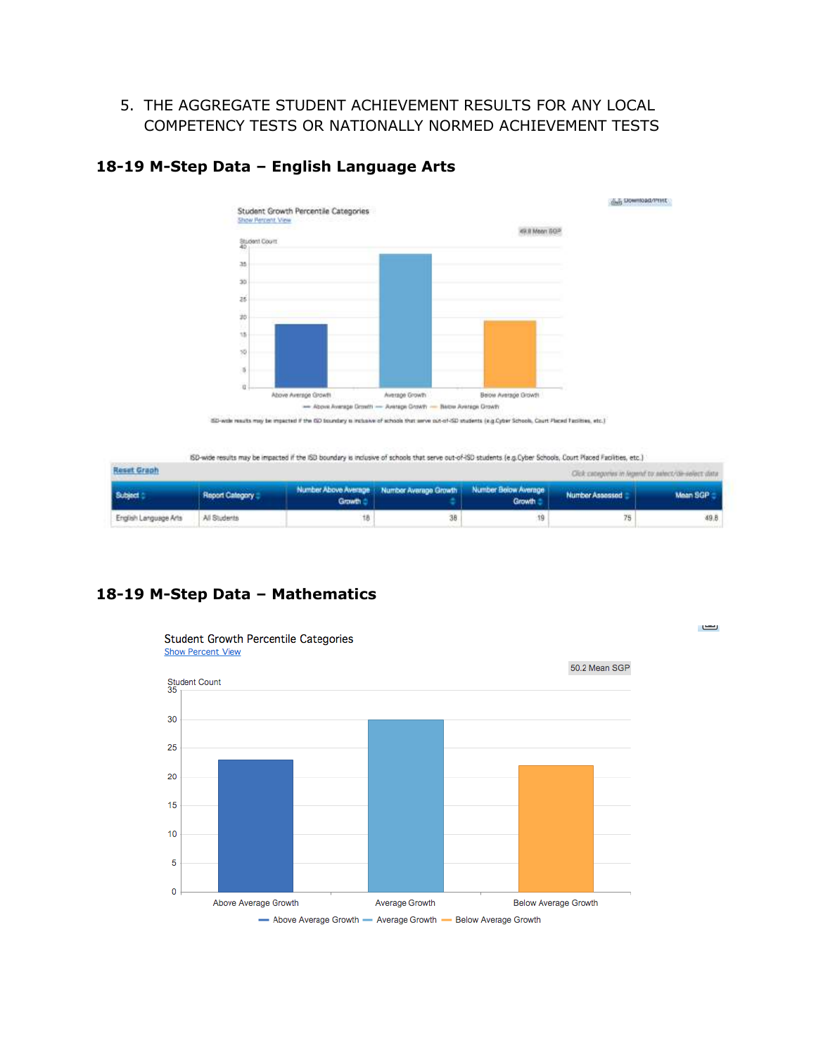5. THE AGGREGATE STUDENT ACHIEVEMENT RESULTS FOR ANY LOCAL COMPETENCY TESTS OR NATIONALLY NORMED ACHIEVEMENT TESTS

## 18-19 M-Step Data – English Language Arts

Student Growth Percentile Categories

Show Percent View

49.8 Mean SGP

ISD-wide results may be impacted if the ISD boundary is inclusive of schools that serve out-of-ISD students (e.g.Cyber Schools, Court Placed Facilities, etc.)

ISD-wide results may be impacted if the ISD boundary is inclusive of schools that serve out-of-ISD students (e.g.Cyber Schools, Court Placed Facilities, etc.)

Reset Graph

Click categories in legend to select/de-select data

| Subject | Report Category | Number Above Average Growth | Number Average Growth | Number Below Average Growth | Number Assessed | Mean SGP |
|---|---|---|---|---|---|---|
| English Language Arts | All Students | 18 | 38 | 19 | 75 | 49.8 |

## 18-19 M-Step Data – Mathematics

Student Growth Percentile Categories

Show Percent View

50.2 Mean SGP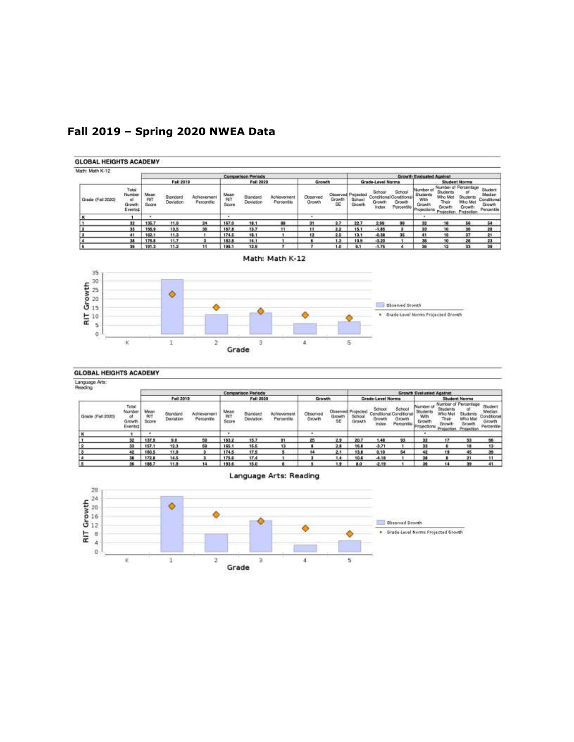## Fall 2019 – Spring 2020 NWEA Data

**GLOBAL HEIGHTS ACADEMY**

Math: Math K-12

| | | Comparison Periods | | | | | | Growth | | Growth Evaluated Against | | | | | | |
|---|---|---|---|---|---|---|---|---|---|---|---|---|---|---|---|---|
| | | Fall 2019 | | | Fall 2020 | | | | | Grade-Level Norms | | | Student Norms | | | |
| Grade (Fall 2020) | Total Number of Growth Events‡ | Mean RIT Score | Standard Deviation | Achievement Percentile | Mean RIT Score | Standard Deviation | Achievement Percentile | Observed Growth | Observed Growth SE | Projected School Growth | School Conditional Growth Index | School Conditional Growth Percentile | Number of Students With Growth Projections | Number of Students Who Met Their Growth Projection | Percentage of Students Who Met Growth Projection | Student Median Conditional Growth Percentile |
| K | 1 | * | | | * | | | * | | | | | * | | | |
| 1 | 32 | 135.7 | 11.9 | 24 | 167.0 | 18.1 | 88 | 31 | 3.7 | 22.7 | 2.99 | 99 | 32 | 18 | 56 | 54 |
| 2 | 33 | 156.9 | 13.5 | 30 | 167.8 | 13.7 | 11 | 11 | 2.2 | 15.1 | -1.85 | 3 | 33 | 10 | 30 | 20 |
| 3 | 41 | 162.1 | 11.3 | 1 | 174.5 | 18.1 | 1 | 12 | 2.5 | 13.1 | -0.38 | 35 | 41 | 15 | 37 | 21 |
| 4 | 38 | 176.8 | 11.7 | 3 | 182.8 | 14.1 | 1 | 6 | 1.3 | 10.9 | -3.20 | 1 | 38 | 10 | 26 | 23 |
| 5 | 36 | 191.3 | 11.2 | 11 | 198.1 | 12.9 | 7 | 7 | 1.0 | 9.1 | -1.75 | 4 | 36 | 12 | 33 | 39 |

**GLOBAL HEIGHTS ACADEMY**

Language Arts: Reading

| | | Comparison Periods | | | | | | Growth | | Growth Evaluated Against | | | | | | |
|---|---|---|---|---|---|---|---|---|---|---|---|---|---|---|---|---|
| | | Fall 2019 | | | Fall 2020 | | | | | Grade-Level Norms | | | Student Norms | | | |
| Grade (Fall 2020) | Total Number of Growth Events‡ | Mean RIT Score | Standard Deviation | Achievement Percentile | Mean RIT Score | Standard Deviation | Achievement Percentile | Observed Growth | Observed Growth SE | Projected School Growth | School Conditional Growth Index | School Conditional Growth Percentile | Number of Students With Growth Projections | Number of Students Who Met Their Growth Projection | Percentage of Students Who Met Growth Projection | Student Median Conditional Growth Percentile |
| K | 1 | * | | | * | | | * | | | | | * | | | |
| 1 | 32 | 137.9 | 9.0 | 59 | 163.2 | 15.7 | 91 | 25 | 2.9 | 20.7 | 1.48 | 93 | 32 | 17 | 53 | 66 |
| 2 | 33 | 157.1 | 12.3 | 59 | 165.1 | 15.5 | 13 | 8 | 2.8 | 16.8 | -3.71 | 1 | 33 | 6 | 18 | 13 |
| 3 | 42 | 160.5 | 11.9 | 3 | 174.5 | 17.5 | 5 | 14 | 2.1 | 13.8 | 0.10 | 54 | 42 | 19 | 45 | 39 |
| 4 | 38 | 172.8 | 14.5 | 3 | 175.6 | 17.4 | 1 | 3 | 1.4 | 10.6 | -4.18 | 1 | 38 | 8 | 21 | 11 |
| 5 | 36 | 188.7 | 11.9 | 14 | 193.6 | 15.0 | 6 | 5 | 1.9 | 8.0 | -2.19 | 1 | 36 | 14 | 39 | 41 |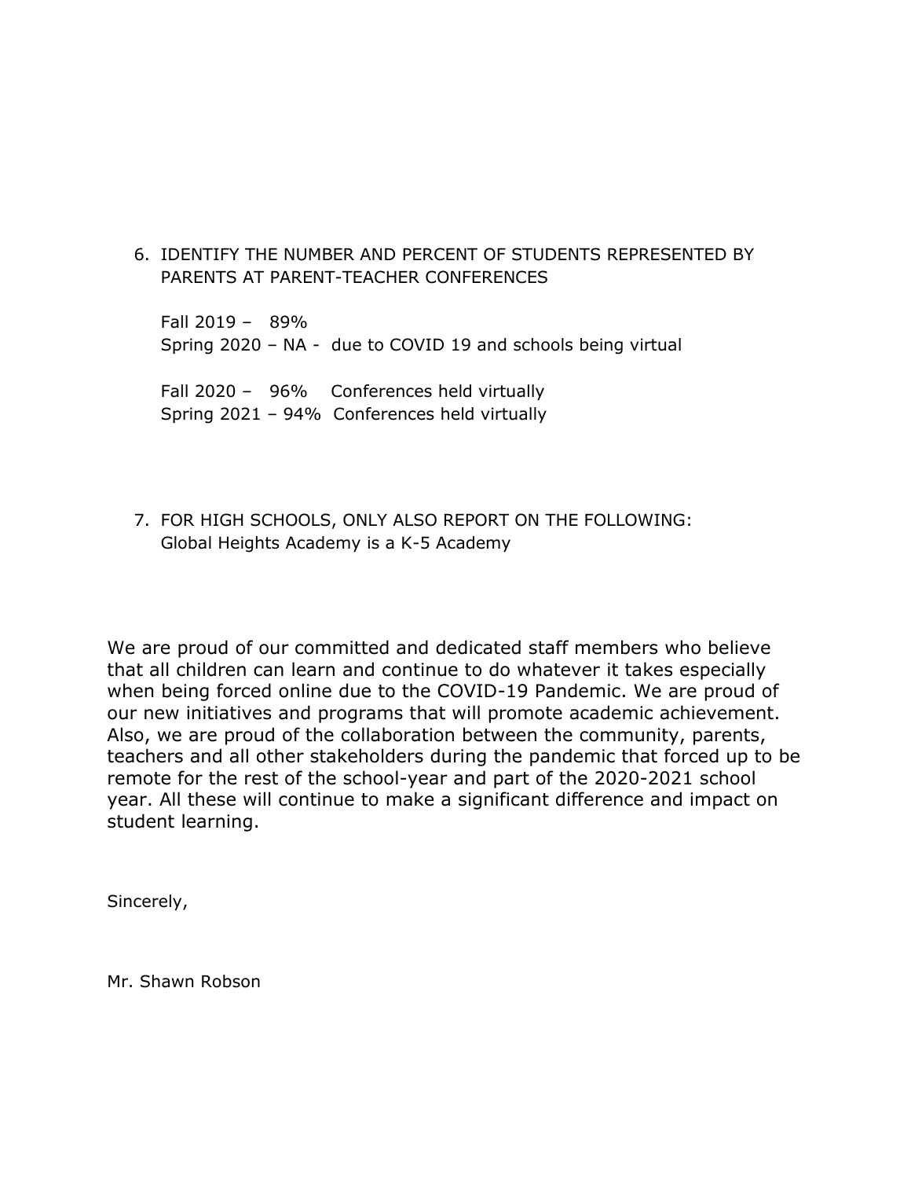6. IDENTIFY THE NUMBER AND PERCENT OF STUDENTS REPRESENTED BY PARENTS AT PARENT-TEACHER CONFERENCES

   Fall 2019 – 89%
   Spring 2020 – NA - due to COVID 19 and schools being virtual

   Fall 2020 – 96% Conferences held virtually
   Spring 2021 – 94% Conferences held virtually

7. FOR HIGH SCHOOLS, ONLY ALSO REPORT ON THE FOLLOWING:
   Global Heights Academy is a K-5 Academy

We are proud of our committed and dedicated staff members who believe that all children can learn and continue to do whatever it takes especially when being forced online due to the COVID-19 Pandemic. We are proud of our new initiatives and programs that will promote academic achievement. Also, we are proud of the collaboration between the community, parents, teachers and all other stakeholders during the pandemic that forced up to be remote for the rest of the school-year and part of the 2020-2021 school year. All these will continue to make a significant difference and impact on student learning.

Sincerely,

Mr. Shawn Robson